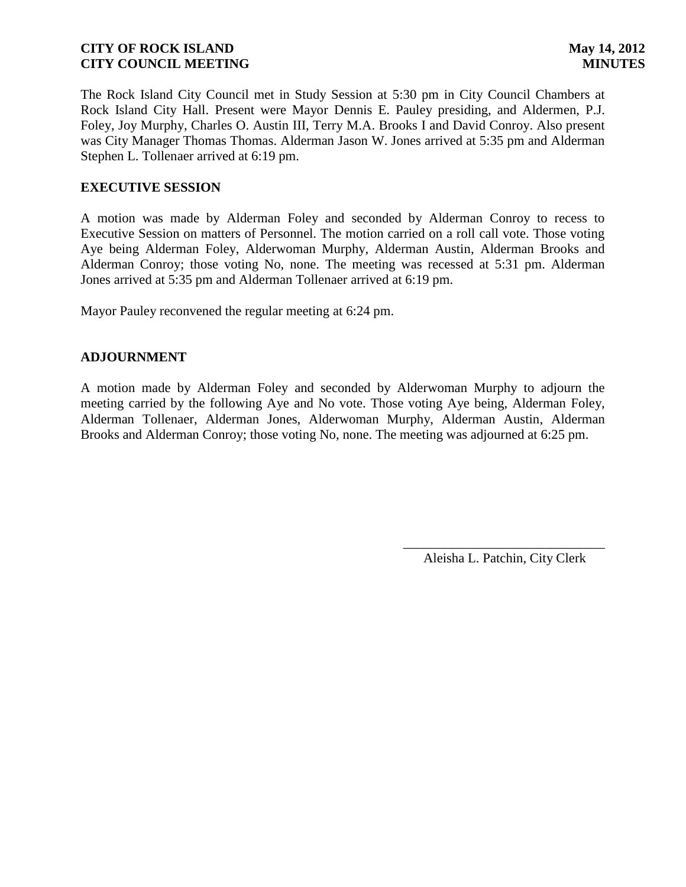**CITY OF ROCK ISLAND** **May 14, 2012**
**CITY COUNCIL MEETING** **MINUTES**

The Rock Island City Council met in Study Session at 5:30 pm in City Council Chambers at Rock Island City Hall. Present were Mayor Dennis E. Pauley presiding, and Aldermen, P.J. Foley, Joy Murphy, Charles O. Austin III, Terry M.A. Brooks I and David Conroy. Also present was City Manager Thomas Thomas. Alderman Jason W. Jones arrived at 5:35 pm and Alderman Stephen L. Tollenaer arrived at 6:19 pm.

## EXECUTIVE SESSION

A motion was made by Alderman Foley and seconded by Alderman Conroy to recess to Executive Session on matters of Personnel. The motion carried on a roll call vote. Those voting Aye being Alderman Foley, Alderwoman Murphy, Alderman Austin, Alderman Brooks and Alderman Conroy; those voting No, none. The meeting was recessed at 5:31 pm. Alderman Jones arrived at 5:35 pm and Alderman Tollenaer arrived at 6:19 pm.

Mayor Pauley reconvened the regular meeting at 6:24 pm.

## ADJOURNMENT

A motion made by Alderman Foley and seconded by Alderwoman Murphy to adjourn the meeting carried by the following Aye and No vote. Those voting Aye being, Alderman Foley, Alderman Tollenaer, Alderman Jones, Alderwoman Murphy, Alderman Austin, Alderman Brooks and Alderman Conroy; those voting No, none. The meeting was adjourned at 6:25 pm.

\_\_\_\_\_\_\_\_\_\_\_\_\_\_\_\_\_\_\_\_\_\_\_\_\_\_\_\_\_\_

Aleisha L. Patchin, City Clerk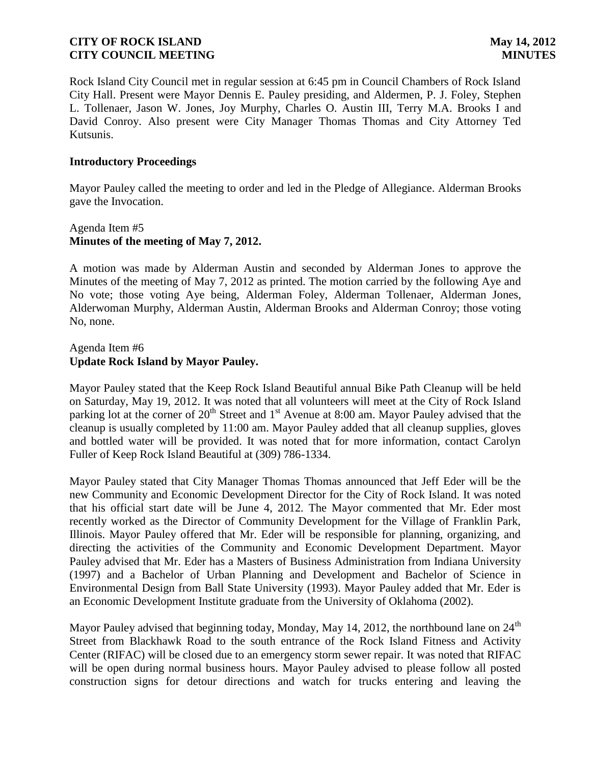Rock Island City Council met in regular session at 6:45 pm in Council Chambers of Rock Island City Hall. Present were Mayor Dennis E. Pauley presiding, and Aldermen, P. J. Foley, Stephen L. Tollenaer, Jason W. Jones, Joy Murphy, Charles O. Austin III, Terry M.A. Brooks I and David Conroy. Also present were City Manager Thomas Thomas and City Attorney Ted Kutsunis.

## Introductory Proceedings

Mayor Pauley called the meeting to order and led in the Pledge of Allegiance. Alderman Brooks gave the Invocation.

Agenda Item #5
**Minutes of the meeting of May 7, 2012.**

A motion was made by Alderman Austin and seconded by Alderman Jones to approve the Minutes of the meeting of May 7, 2012 as printed. The motion carried by the following Aye and No vote; those voting Aye being, Alderman Foley, Alderman Tollenaer, Alderman Jones, Alderwoman Murphy, Alderman Austin, Alderman Brooks and Alderman Conroy; those voting No, none.

Agenda Item #6
**Update Rock Island by Mayor Pauley.**

Mayor Pauley stated that the Keep Rock Island Beautiful annual Bike Path Cleanup will be held on Saturday, May 19, 2012. It was noted that all volunteers will meet at the City of Rock Island parking lot at the corner of 20th Street and 1st Avenue at 8:00 am. Mayor Pauley advised that the cleanup is usually completed by 11:00 am. Mayor Pauley added that all cleanup supplies, gloves and bottled water will be provided. It was noted that for more information, contact Carolyn Fuller of Keep Rock Island Beautiful at (309) 786-1334.

Mayor Pauley stated that City Manager Thomas Thomas announced that Jeff Eder will be the new Community and Economic Development Director for the City of Rock Island. It was noted that his official start date will be June 4, 2012. The Mayor commented that Mr. Eder most recently worked as the Director of Community Development for the Village of Franklin Park, Illinois. Mayor Pauley offered that Mr. Eder will be responsible for planning, organizing, and directing the activities of the Community and Economic Development Department. Mayor Pauley advised that Mr. Eder has a Masters of Business Administration from Indiana University (1997) and a Bachelor of Urban Planning and Development and Bachelor of Science in Environmental Design from Ball State University (1993). Mayor Pauley added that Mr. Eder is an Economic Development Institute graduate from the University of Oklahoma (2002).

Mayor Pauley advised that beginning today, Monday, May 14, 2012, the northbound lane on 24th Street from Blackhawk Road to the south entrance of the Rock Island Fitness and Activity Center (RIFAC) will be closed due to an emergency storm sewer repair. It was noted that RIFAC will be open during normal business hours. Mayor Pauley advised to please follow all posted construction signs for detour directions and watch for trucks entering and leaving the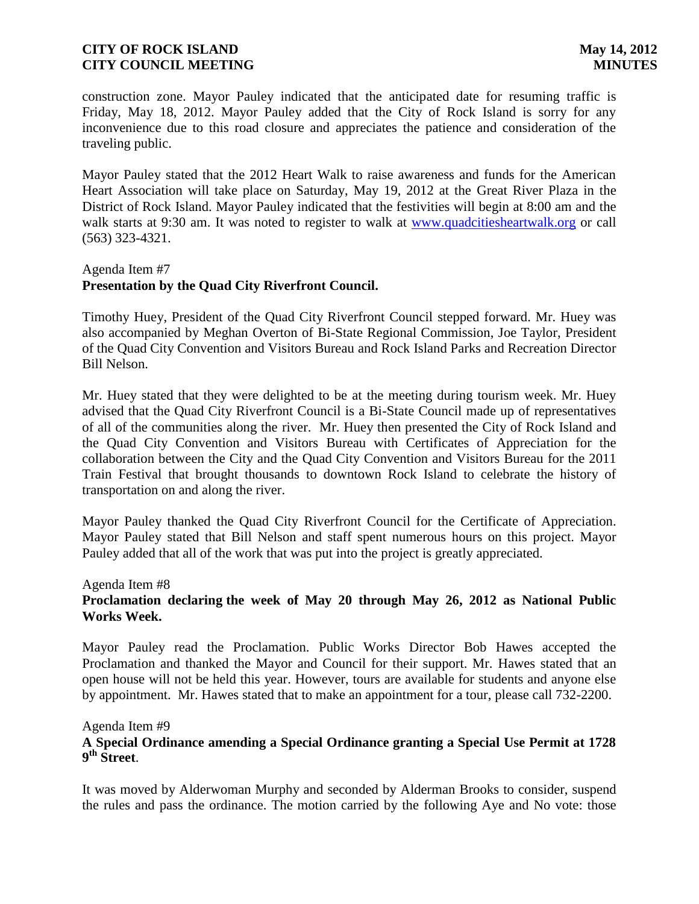construction zone. Mayor Pauley indicated that the anticipated date for resuming traffic is Friday, May 18, 2012. Mayor Pauley added that the City of Rock Island is sorry for any inconvenience due to this road closure and appreciates the patience and consideration of the traveling public.

Mayor Pauley stated that the 2012 Heart Walk to raise awareness and funds for the American Heart Association will take place on Saturday, May 19, 2012 at the Great River Plaza in the District of Rock Island. Mayor Pauley indicated that the festivities will begin at 8:00 am and the walk starts at 9:30 am. It was noted to register to walk at [www.quadcitiesheartwalk.org](http://www.quadcitiesheartwalk.org) or call (563) 323-4321.

Agenda Item #7
**Presentation by the Quad City Riverfront Council.**

Timothy Huey, President of the Quad City Riverfront Council stepped forward. Mr. Huey was also accompanied by Meghan Overton of Bi-State Regional Commission, Joe Taylor, President of the Quad City Convention and Visitors Bureau and Rock Island Parks and Recreation Director Bill Nelson.

Mr. Huey stated that they were delighted to be at the meeting during tourism week. Mr. Huey advised that the Quad City Riverfront Council is a Bi-State Council made up of representatives of all of the communities along the river. Mr. Huey then presented the City of Rock Island and the Quad City Convention and Visitors Bureau with Certificates of Appreciation for the collaboration between the City and the Quad City Convention and Visitors Bureau for the 2011 Train Festival that brought thousands to downtown Rock Island to celebrate the history of transportation on and along the river.

Mayor Pauley thanked the Quad City Riverfront Council for the Certificate of Appreciation. Mayor Pauley stated that Bill Nelson and staff spent numerous hours on this project. Mayor Pauley added that all of the work that was put into the project is greatly appreciated.

Agenda Item #8
**Proclamation declaring the week of May 20 through May 26, 2012 as National Public Works Week.**

Mayor Pauley read the Proclamation. Public Works Director Bob Hawes accepted the Proclamation and thanked the Mayor and Council for their support. Mr. Hawes stated that an open house will not be held this year. However, tours are available for students and anyone else by appointment. Mr. Hawes stated that to make an appointment for a tour, please call 732-2200.

Agenda Item #9
**A Special Ordinance amending a Special Ordinance granting a Special Use Permit at 1728 9th Street**.

It was moved by Alderwoman Murphy and seconded by Alderman Brooks to consider, suspend the rules and pass the ordinance. The motion carried by the following Aye and No vote: those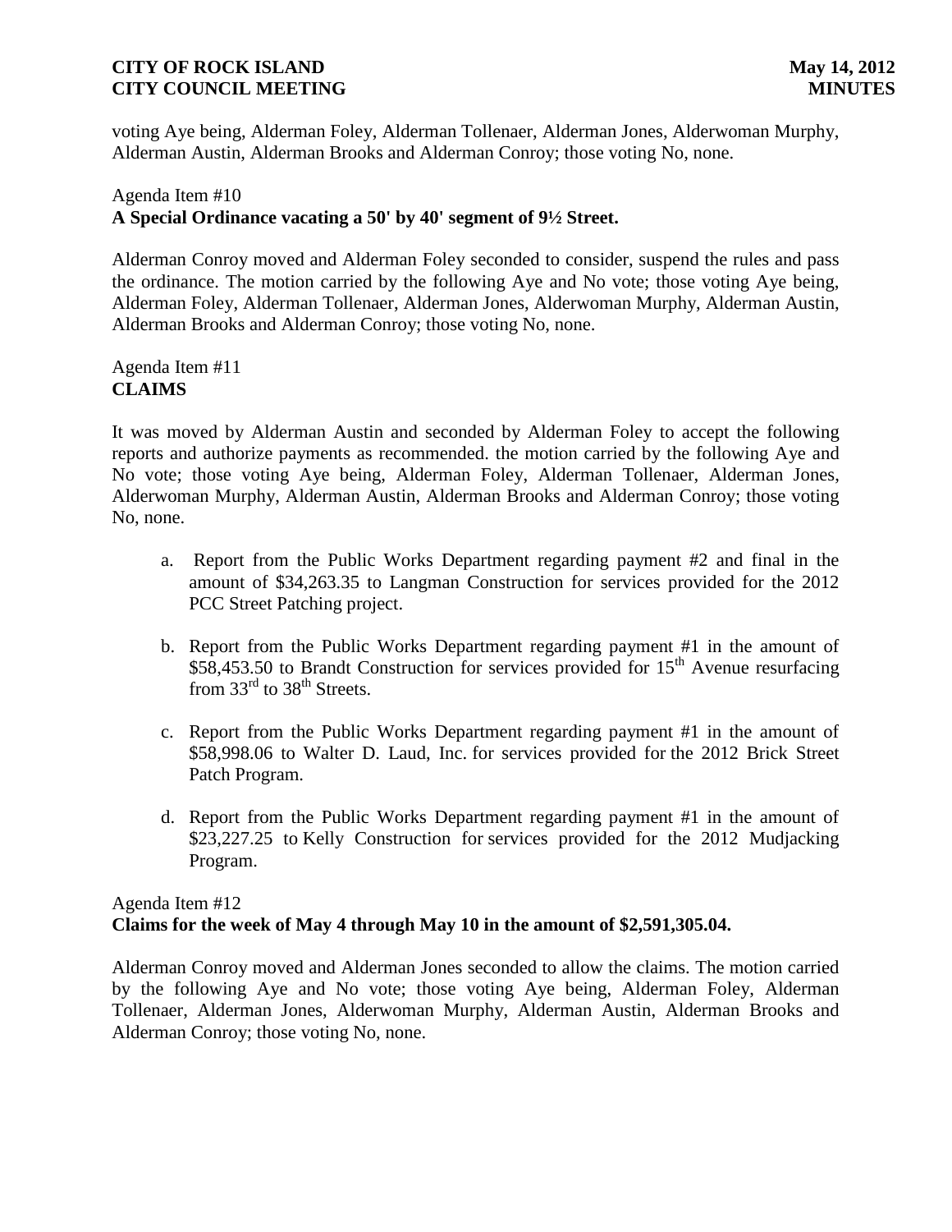voting Aye being, Alderman Foley, Alderman Tollenaer, Alderman Jones, Alderwoman Murphy, Alderman Austin, Alderman Brooks and Alderman Conroy; those voting No, none.

Agenda Item #10
**A Special Ordinance vacating a 50' by 40' segment of 9½ Street.**

Alderman Conroy moved and Alderman Foley seconded to consider, suspend the rules and pass the ordinance. The motion carried by the following Aye and No vote; those voting Aye being, Alderman Foley, Alderman Tollenaer, Alderman Jones, Alderwoman Murphy, Alderman Austin, Alderman Brooks and Alderman Conroy; those voting No, none.

Agenda Item #11
**CLAIMS**

It was moved by Alderman Austin and seconded by Alderman Foley to accept the following reports and authorize payments as recommended. the motion carried by the following Aye and No vote; those voting Aye being, Alderman Foley, Alderman Tollenaer, Alderman Jones, Alderwoman Murphy, Alderman Austin, Alderman Brooks and Alderman Conroy; those voting No, none.

a. Report from the Public Works Department regarding payment #2 and final in the amount of $34,263.35 to Langman Construction for services provided for the 2012 PCC Street Patching project.

b. Report from the Public Works Department regarding payment #1 in the amount of $58,453.50 to Brandt Construction for services provided for 15th Avenue resurfacing from 33rd to 38th Streets.

c. Report from the Public Works Department regarding payment #1 in the amount of $58,998.06 to Walter D. Laud, Inc. for services provided for the 2012 Brick Street Patch Program.

d. Report from the Public Works Department regarding payment #1 in the amount of $23,227.25 to Kelly Construction for services provided for the 2012 Mudjacking Program.

Agenda Item #12
**Claims for the week of May 4 through May 10 in the amount of $2,591,305.04.**

Alderman Conroy moved and Alderman Jones seconded to allow the claims. The motion carried by the following Aye and No vote; those voting Aye being, Alderman Foley, Alderman Tollenaer, Alderman Jones, Alderwoman Murphy, Alderman Austin, Alderman Brooks and Alderman Conroy; those voting No, none.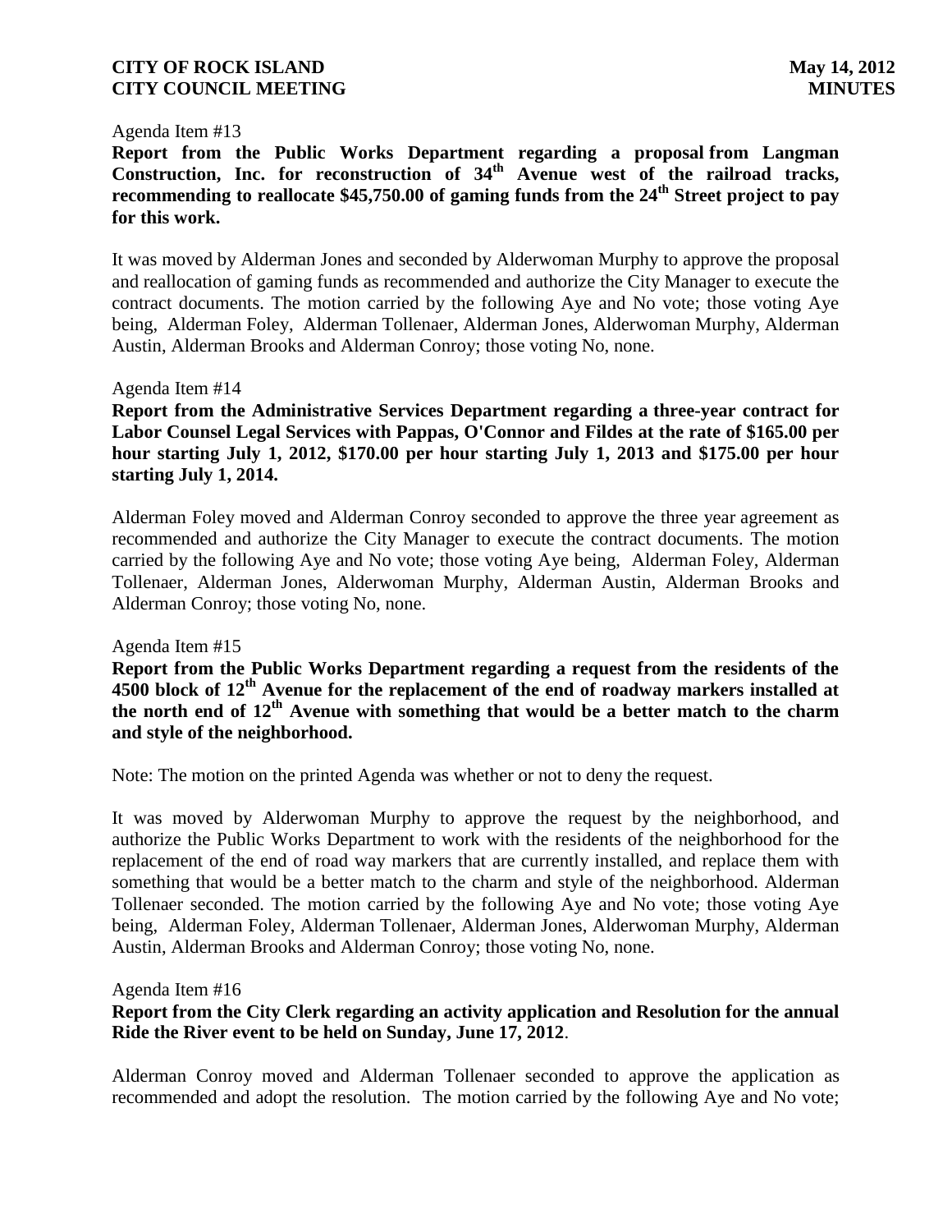Agenda Item #13

**Report from the Public Works Department regarding a proposal from Langman Construction, Inc. for reconstruction of 34th Avenue west of the railroad tracks, recommending to reallocate $45,750.00 of gaming funds from the 24th Street project to pay for this work.**

It was moved by Alderman Jones and seconded by Alderwoman Murphy to approve the proposal and reallocation of gaming funds as recommended and authorize the City Manager to execute the contract documents. The motion carried by the following Aye and No vote; those voting Aye being, Alderman Foley, Alderman Tollenaer, Alderman Jones, Alderwoman Murphy, Alderman Austin, Alderman Brooks and Alderman Conroy; those voting No, none.

Agenda Item #14

**Report from the Administrative Services Department regarding a three-year contract for Labor Counsel Legal Services with Pappas, O'Connor and Fildes at the rate of $165.00 per hour starting July 1, 2012, $170.00 per hour starting July 1, 2013 and $175.00 per hour starting July 1, 2014.**

Alderman Foley moved and Alderman Conroy seconded to approve the three year agreement as recommended and authorize the City Manager to execute the contract documents. The motion carried by the following Aye and No vote; those voting Aye being, Alderman Foley, Alderman Tollenaer, Alderman Jones, Alderwoman Murphy, Alderman Austin, Alderman Brooks and Alderman Conroy; those voting No, none.

Agenda Item #15

**Report from the Public Works Department regarding a request from the residents of the 4500 block of 12th Avenue for the replacement of the end of roadway markers installed at the north end of 12th Avenue with something that would be a better match to the charm and style of the neighborhood.**

Note: The motion on the printed Agenda was whether or not to deny the request.

It was moved by Alderwoman Murphy to approve the request by the neighborhood, and authorize the Public Works Department to work with the residents of the neighborhood for the replacement of the end of road way markers that are currently installed, and replace them with something that would be a better match to the charm and style of the neighborhood. Alderman Tollenaer seconded. The motion carried by the following Aye and No vote; those voting Aye being, Alderman Foley, Alderman Tollenaer, Alderman Jones, Alderwoman Murphy, Alderman Austin, Alderman Brooks and Alderman Conroy; those voting No, none.

Agenda Item #16

**Report from the City Clerk regarding an activity application and Resolution for the annual Ride the River event to be held on Sunday, June 17, 2012**.

Alderman Conroy moved and Alderman Tollenaer seconded to approve the application as recommended and adopt the resolution. The motion carried by the following Aye and No vote;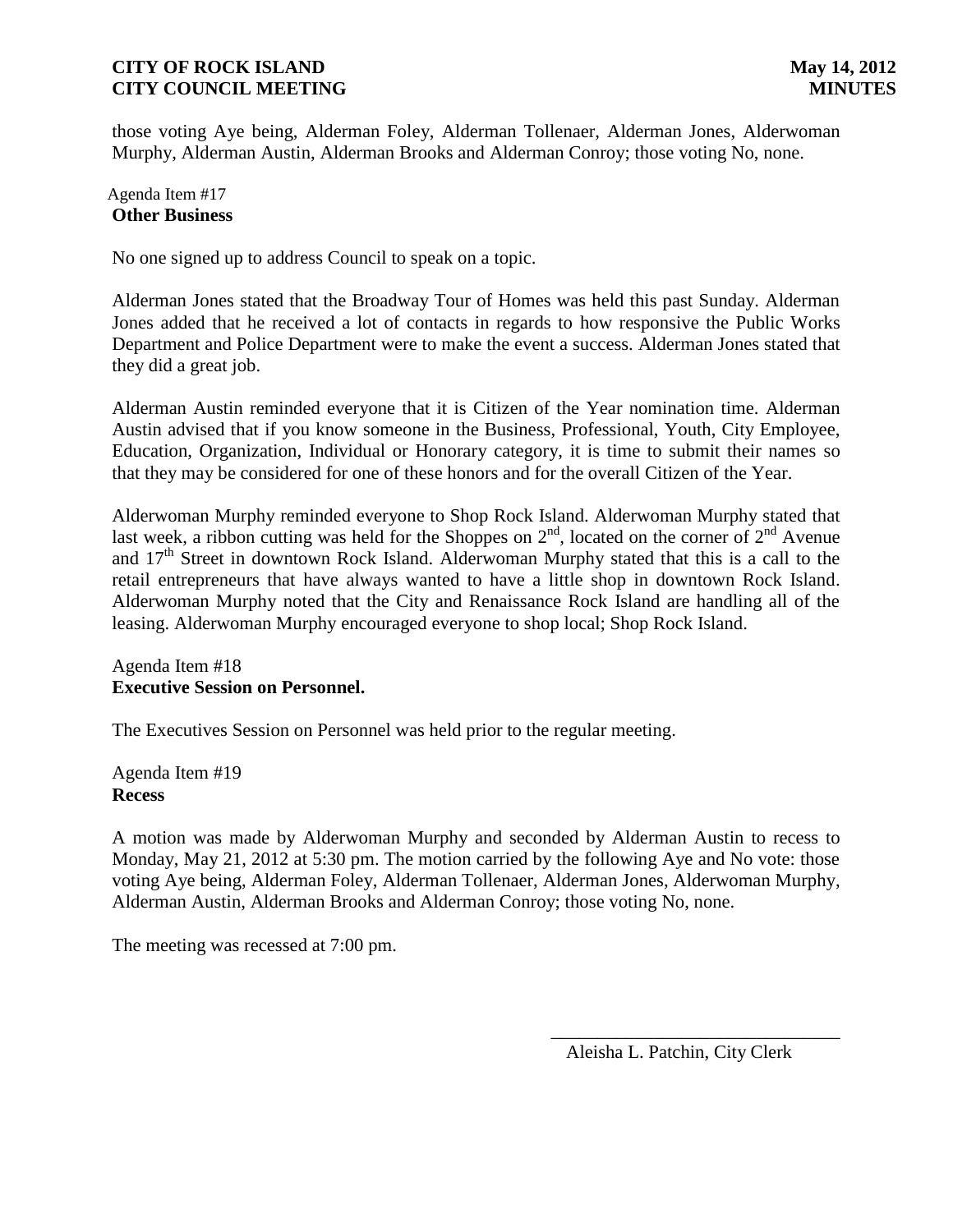those voting Aye being, Alderman Foley, Alderman Tollenaer, Alderman Jones, Alderwoman Murphy, Alderman Austin, Alderman Brooks and Alderman Conroy; those voting No, none.

Agenda Item #17
**Other Business**

No one signed up to address Council to speak on a topic.

Alderman Jones stated that the Broadway Tour of Homes was held this past Sunday. Alderman Jones added that he received a lot of contacts in regards to how responsive the Public Works Department and Police Department were to make the event a success. Alderman Jones stated that they did a great job.

Alderman Austin reminded everyone that it is Citizen of the Year nomination time. Alderman Austin advised that if you know someone in the Business, Professional, Youth, City Employee, Education, Organization, Individual or Honorary category, it is time to submit their names so that they may be considered for one of these honors and for the overall Citizen of the Year.

Alderwoman Murphy reminded everyone to Shop Rock Island. Alderwoman Murphy stated that last week, a ribbon cutting was held for the Shoppes on 2nd, located on the corner of 2nd Avenue and 17th Street in downtown Rock Island. Alderwoman Murphy stated that this is a call to the retail entrepreneurs that have always wanted to have a little shop in downtown Rock Island. Alderwoman Murphy noted that the City and Renaissance Rock Island are handling all of the leasing. Alderwoman Murphy encouraged everyone to shop local; Shop Rock Island.

Agenda Item #18
**Executive Session on Personnel.**

The Executives Session on Personnel was held prior to the regular meeting.

Agenda Item #19
**Recess**

A motion was made by Alderwoman Murphy and seconded by Alderman Austin to recess to Monday, May 21, 2012 at 5:30 pm. The motion carried by the following Aye and No vote: those voting Aye being, Alderman Foley, Alderman Tollenaer, Alderman Jones, Alderwoman Murphy, Alderman Austin, Alderman Brooks and Alderman Conroy; those voting No, none.

The meeting was recessed at 7:00 pm.

\_\_\_\_\_\_\_\_\_\_\_\_\_\_\_\_\_\_\_\_\_\_\_\_\_\_\_\_\_\_\_\_

Aleisha L. Patchin, City Clerk